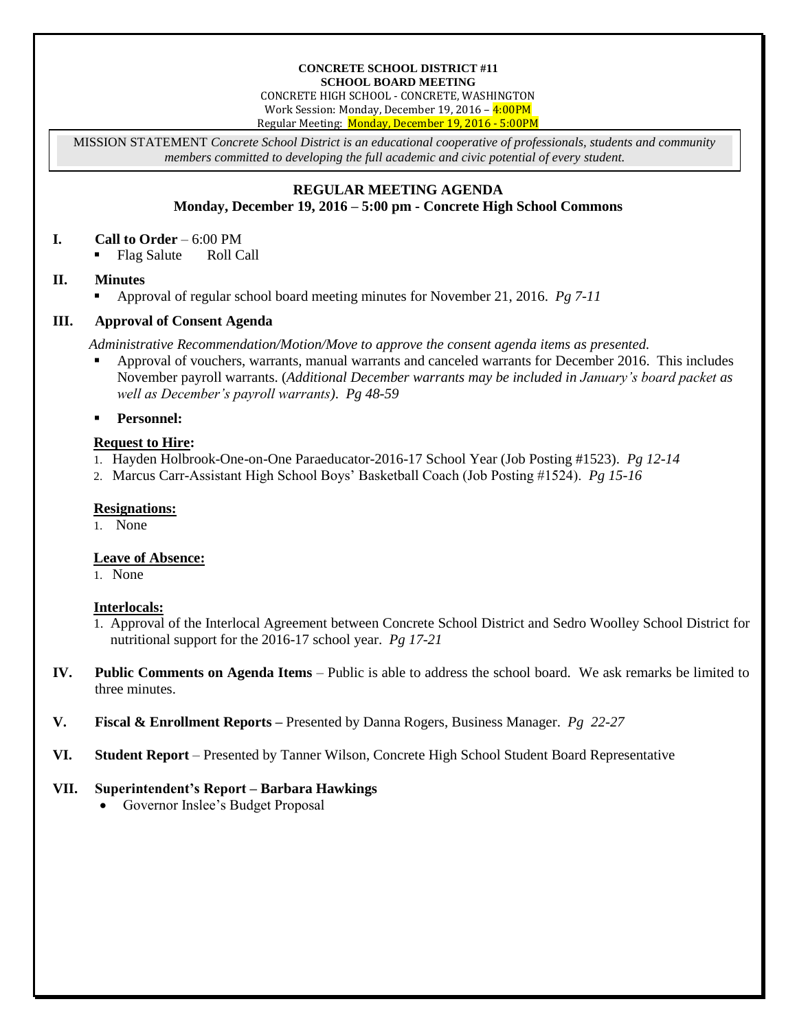**CONCRETE SCHOOL DISTRICT #11**
**SCHOOL BOARD MEETING**
CONCRETE HIGH SCHOOL - CONCRETE, WASHINGTON
Work Session: Monday, December 19, 2016 – 4:00PM
Regular Meeting: Monday, December 19, 2016 - 5:00PM

MISSION STATEMENT *Concrete School District is an educational cooperative of professionals, students and community members committed to developing the full academic and civic potential of every student.*

## REGULAR MEETING AGENDA
### Monday, December 19, 2016 – 5:00 pm - Concrete High School Commons

**I. Call to Order** – 6:00 PM
- Flag Salute Roll Call

**II. Minutes**
- Approval of regular school board meeting minutes for November 21, 2016. *Pg 7-11*

**III. Approval of Consent Agenda**

*Administrative Recommendation/Motion/Move to approve the consent agenda items as presented.*

- Approval of vouchers, warrants, manual warrants and canceled warrants for December 2016. This includes November payroll warrants. (*Additional December warrants may be included in January's board packet as well as December's payroll warrants). Pg 48-59*
- **Personnel:**

**Request to Hire:**
1. Hayden Holbrook-One-on-One Paraeducator-2016-17 School Year (Job Posting #1523). *Pg 12-14*
2. Marcus Carr-Assistant High School Boys' Basketball Coach (Job Posting #1524). *Pg 15-16*

**Resignations:**
1. None

**Leave of Absence:**
1. None

**Interlocals:**
1. Approval of the Interlocal Agreement between Concrete School District and Sedro Woolley School District for nutritional support for the 2016-17 school year. *Pg 17-21*

**IV. Public Comments on Agenda Items** – Public is able to address the school board. We ask remarks be limited to three minutes.

**V. Fiscal & Enrollment Reports –** Presented by Danna Rogers, Business Manager. *Pg 22-27*

**VI. Student Report** – Presented by Tanner Wilson, Concrete High School Student Board Representative

**VII. Superintendent's Report – Barbara Hawkings**
- Governor Inslee's Budget Proposal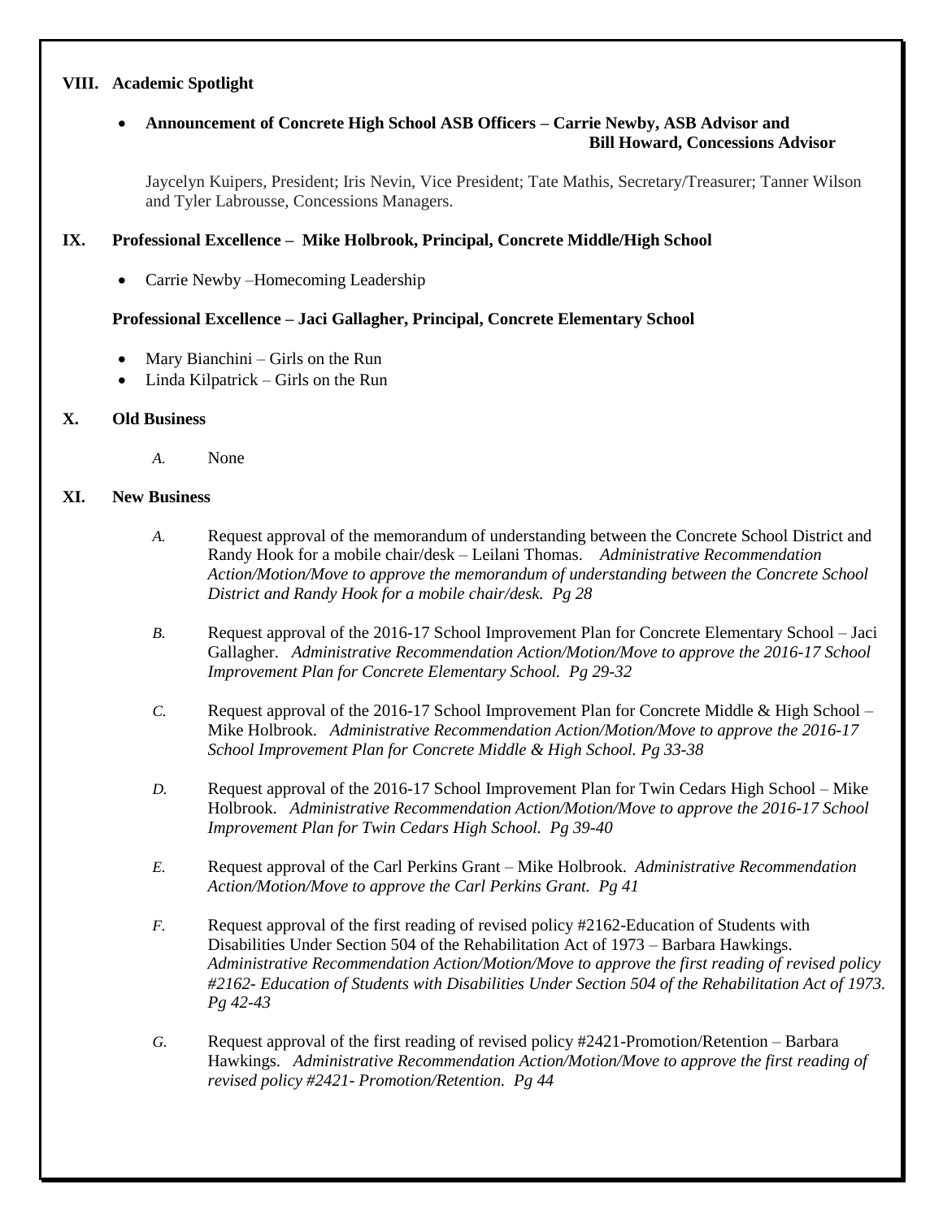## VIII. Academic Spotlight

- **Announcement of Concrete High School ASB Officers – Carrie Newby, ASB Advisor and Bill Howard, Concessions Advisor**

  Jaycelyn Kuipers, President; Iris Nevin, Vice President; Tate Mathis, Secretary/Treasurer; Tanner Wilson and Tyler Labrousse, Concessions Managers.

## IX. Professional Excellence – Mike Holbrook, Principal, Concrete Middle/High School

- Carrie Newby –Homecoming Leadership

**Professional Excellence – Jaci Gallagher, Principal, Concrete Elementary School**

- Mary Bianchini – Girls on the Run
- Linda Kilpatrick – Girls on the Run

## X. Old Business

*A.* None

## XI. New Business

*A.* Request approval of the memorandum of understanding between the Concrete School District and Randy Hook for a mobile chair/desk – Leilani Thomas. *Administrative Recommendation Action/Motion/Move to approve the memorandum of understanding between the Concrete School District and Randy Hook for a mobile chair/desk. Pg 28*

*B.* Request approval of the 2016-17 School Improvement Plan for Concrete Elementary School – Jaci Gallagher. *Administrative Recommendation Action/Motion/Move to approve the 2016-17 School Improvement Plan for Concrete Elementary School. Pg 29-32*

*C.* Request approval of the 2016-17 School Improvement Plan for Concrete Middle & High School – Mike Holbrook. *Administrative Recommendation Action/Motion/Move to approve the 2016-17 School Improvement Plan for Concrete Middle & High School. Pg 33-38*

*D.* Request approval of the 2016-17 School Improvement Plan for Twin Cedars High School – Mike Holbrook. *Administrative Recommendation Action/Motion/Move to approve the 2016-17 School Improvement Plan for Twin Cedars High School. Pg 39-40*

*E.* Request approval of the Carl Perkins Grant – Mike Holbrook. *Administrative Recommendation Action/Motion/Move to approve the Carl Perkins Grant. Pg 41*

*F.* Request approval of the first reading of revised policy #2162-Education of Students with Disabilities Under Section 504 of the Rehabilitation Act of 1973 – Barbara Hawkings. *Administrative Recommendation Action/Motion/Move to approve the first reading of revised policy #2162- Education of Students with Disabilities Under Section 504 of the Rehabilitation Act of 1973. Pg 42-43*

*G.* Request approval of the first reading of revised policy #2421-Promotion/Retention – Barbara Hawkings. *Administrative Recommendation Action/Motion/Move to approve the first reading of revised policy #2421- Promotion/Retention. Pg 44*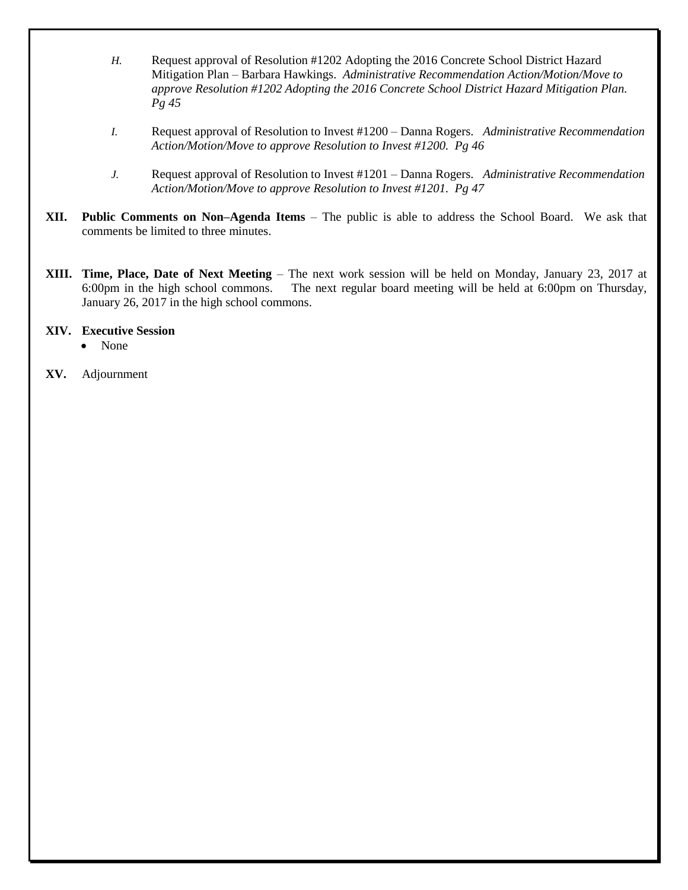*H.* Request approval of Resolution #1202 Adopting the 2016 Concrete School District Hazard Mitigation Plan – Barbara Hawkings. *Administrative Recommendation Action/Motion/Move to approve Resolution #1202 Adopting the 2016 Concrete School District Hazard Mitigation Plan. Pg 45*

*I.* Request approval of Resolution to Invest #1200 – Danna Rogers. *Administrative Recommendation Action/Motion/Move to approve Resolution to Invest #1200. Pg 46*

*J.* Request approval of Resolution to Invest #1201 – Danna Rogers. *Administrative Recommendation Action/Motion/Move to approve Resolution to Invest #1201. Pg 47*

**XII. Public Comments on Non–Agenda Items** – The public is able to address the School Board. We ask that comments be limited to three minutes.

**XIII. Time, Place, Date of Next Meeting** – The next work session will be held on Monday, January 23, 2017 at 6:00pm in the high school commons. The next regular board meeting will be held at 6:00pm on Thursday, January 26, 2017 in the high school commons.

**XIV. Executive Session**

- None

**XV.** Adjournment